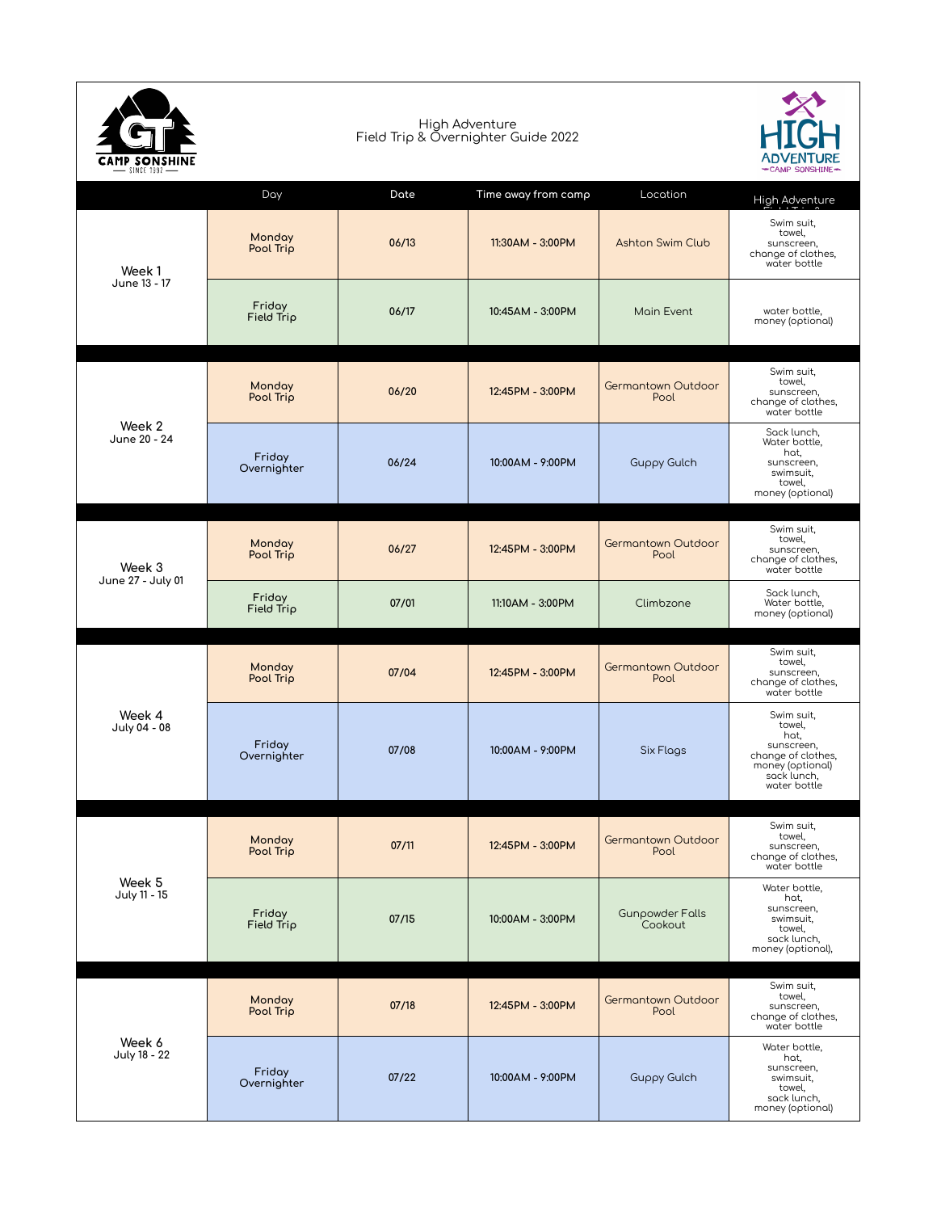# High Adventure
## Field Trip & Overnighter Guide 2022

| | Day | Date | Time away from camp | Location | High Adventure |
|---|---|---|---|---|---|
| **Week 1** June 13 - 17 | Monday Pool Trip | 06/13 | 11:30AM - 3:00PM | Ashton Swim Club | Swim suit, towel, sunscreen, change of clothes, water bottle |
| | Friday Field Trip | 06/17 | 10:45AM - 3:00PM | Main Event | water bottle, money (optional) |
| **Week 2** June 20 - 24 | Monday Pool Trip | 06/20 | 12:45PM - 3:00PM | Germantown Outdoor Pool | Swim suit, towel, sunscreen, change of clothes, water bottle |
| | Friday Overnighter | 06/24 | 10:00AM - 9:00PM | Guppy Gulch | Sack lunch, Water bottle, hat, sunscreen, swimsuit, towel, money (optional) |
| **Week 3** June 27 - July 01 | Monday Pool Trip | 06/27 | 12:45PM - 3:00PM | Germantown Outdoor Pool | Swim suit, towel, sunscreen, change of clothes, water bottle |
| | Friday Field Trip | 07/01 | 11:10AM - 3:00PM | Climbzone | Sack lunch, Water bottle, money (optional) |
| **Week 4** July 04 - 08 | Monday Pool Trip | 07/04 | 12:45PM - 3:00PM | Germantown Outdoor Pool | Swim suit, towel, sunscreen, change of clothes, water bottle |
| | Friday Overnighter | 07/08 | 10:00AM - 9:00PM | Six Flags | Swim suit, towel, hat, sunscreen, change of clothes, money (optional) sack lunch, water bottle |
| **Week 5** July 11 - 15 | Monday Pool Trip | 07/11 | 12:45PM - 3:00PM | Germantown Outdoor Pool | Swim suit, towel, sunscreen, change of clothes, water bottle |
| | Friday Field Trip | 07/15 | 10:00AM - 3:00PM | Gunpowder Falls Cookout | Water bottle, hat, sunscreen, swimsuit, towel, sack lunch, money (optional), |
| **Week 6** July 18 - 22 | Monday Pool Trip | 07/18 | 12:45PM - 3:00PM | Germantown Outdoor Pool | Swim suit, towel, sunscreen, change of clothes, water bottle |
| | Friday Overnighter | 07/22 | 10:00AM - 9:00PM | Guppy Gulch | Water bottle, hat, sunscreen, swimsuit, towel, sack lunch, money (optional) |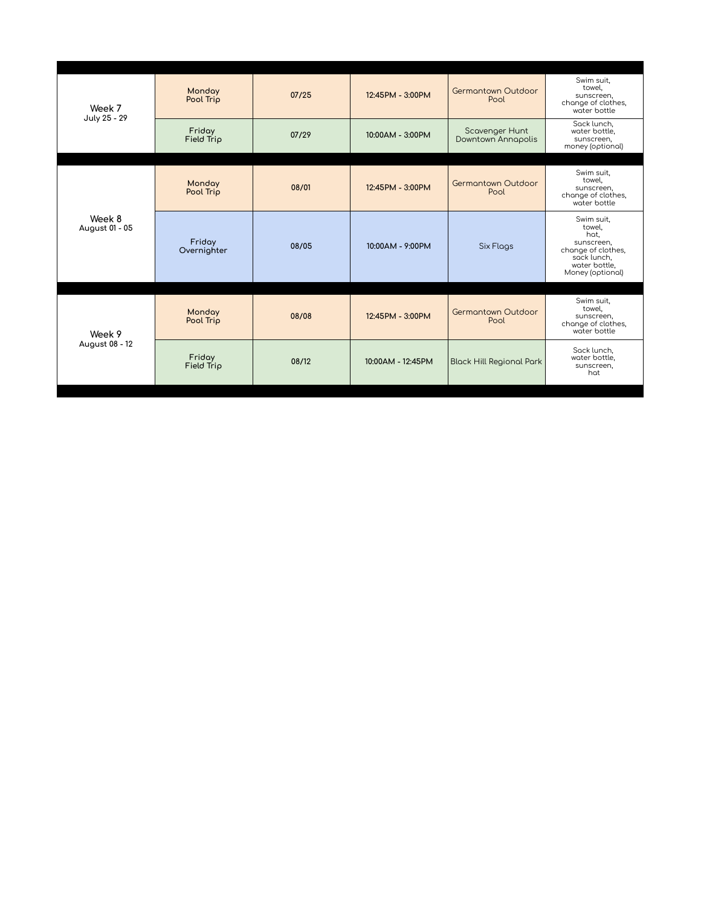| | | | | | |
|---|---|---|---|---|---|
| **Week 7** July 25 - 29 | Monday Pool Trip | 07/25 | 12:45PM - 3:00PM | Germantown Outdoor Pool | Swim suit, towel, sunscreen, change of clothes, water bottle |
| | Friday Field Trip | 07/29 | 10:00AM - 3:00PM | Scavenger Hunt Downtown Annapolis | Sack lunch, water bottle, sunscreen, money (optional) |
| **Week 8** August 01 - 05 | Monday Pool Trip | 08/01 | 12:45PM - 3:00PM | Germantown Outdoor Pool | Swim suit, towel, sunscreen, change of clothes, water bottle |
| | Friday Overnighter | 08/05 | 10:00AM - 9:00PM | Six Flags | Swim suit, towel, hat, sunscreen, change of clothes, sack lunch, water bottle, Money (optional) |
| **Week 9** August 08 - 12 | Monday Pool Trip | 08/08 | 12:45PM - 3:00PM | Germantown Outdoor Pool | Swim suit, towel, sunscreen, change of clothes, water bottle |
| | Friday Field Trip | 08/12 | 10:00AM - 12:45PM | Black Hill Regional Park | Sack lunch, water bottle, sunscreen, hat |